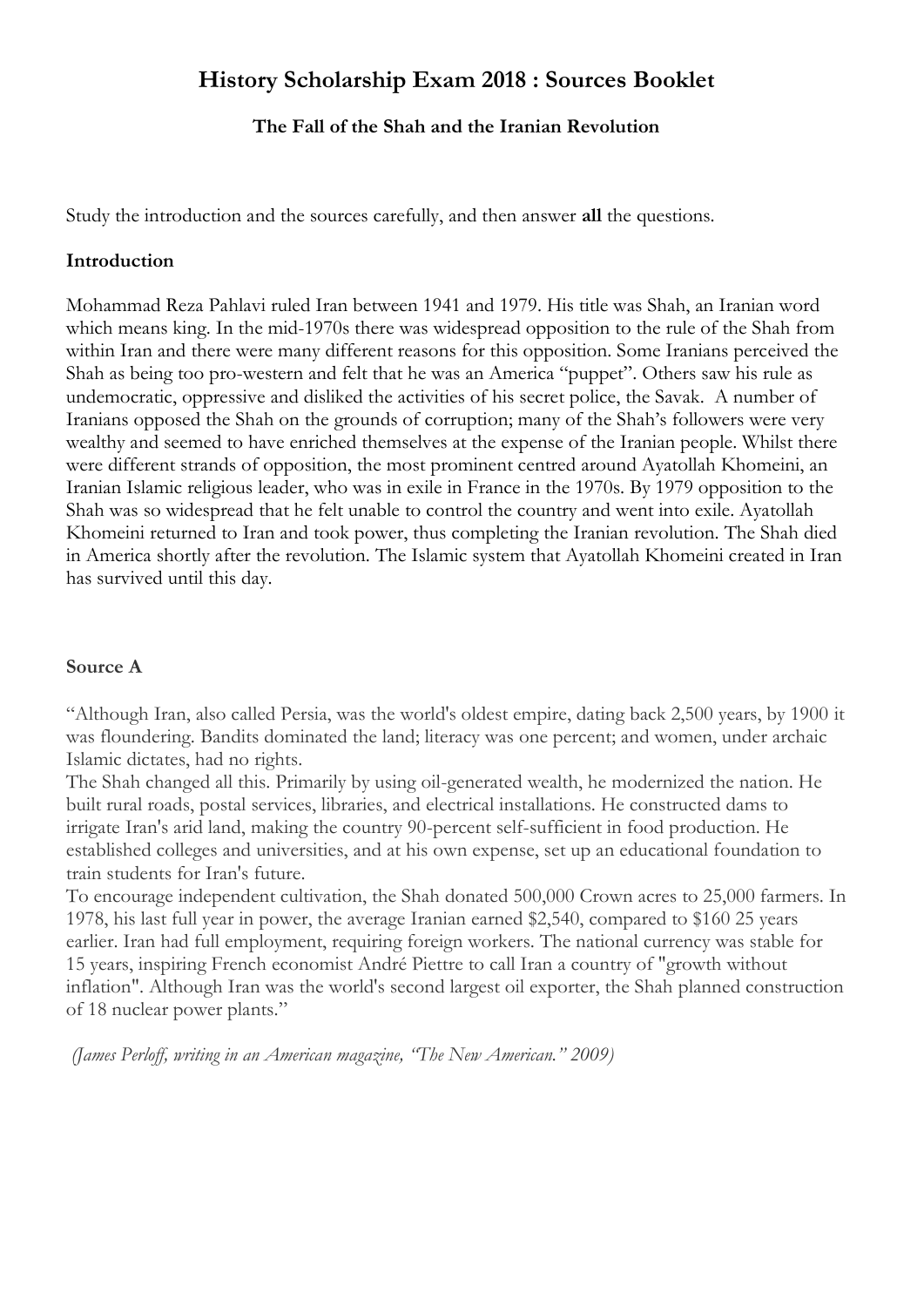# History Scholarship Exam 2018 : Sources Booklet

## The Fall of the Shah and the Iranian Revolution

Study the introduction and the sources carefully, and then answer **all** the questions.

### Introduction

Mohammad Reza Pahlavi ruled Iran between 1941 and 1979. His title was Shah, an Iranian word which means king. In the mid-1970s there was widespread opposition to the rule of the Shah from within Iran and there were many different reasons for this opposition. Some Iranians perceived the Shah as being too pro-western and felt that he was an America "puppet". Others saw his rule as undemocratic, oppressive and disliked the activities of his secret police, the Savak. A number of Iranians opposed the Shah on the grounds of corruption; many of the Shah's followers were very wealthy and seemed to have enriched themselves at the expense of the Iranian people. Whilst there were different strands of opposition, the most prominent centred around Ayatollah Khomeini, an Iranian Islamic religious leader, who was in exile in France in the 1970s. By 1979 opposition to the Shah was so widespread that he felt unable to control the country and went into exile. Ayatollah Khomeini returned to Iran and took power, thus completing the Iranian revolution. The Shah died in America shortly after the revolution. The Islamic system that Ayatollah Khomeini created in Iran has survived until this day.

### Source A

"Although Iran, also called Persia, was the world's oldest empire, dating back 2,500 years, by 1900 it was floundering. Bandits dominated the land; literacy was one percent; and women, under archaic Islamic dictates, had no rights.

The Shah changed all this. Primarily by using oil-generated wealth, he modernized the nation. He built rural roads, postal services, libraries, and electrical installations. He constructed dams to irrigate Iran's arid land, making the country 90-percent self-sufficient in food production. He established colleges and universities, and at his own expense, set up an educational foundation to train students for Iran's future.

To encourage independent cultivation, the Shah donated 500,000 Crown acres to 25,000 farmers. In 1978, his last full year in power, the average Iranian earned $2,540, compared to $160 25 years earlier. Iran had full employment, requiring foreign workers. The national currency was stable for 15 years, inspiring French economist André Piettre to call Iran a country of "growth without inflation". Although Iran was the world's second largest oil exporter, the Shah planned construction of 18 nuclear power plants."

*(James Perloff, writing in an American magazine, "The New American." 2009)*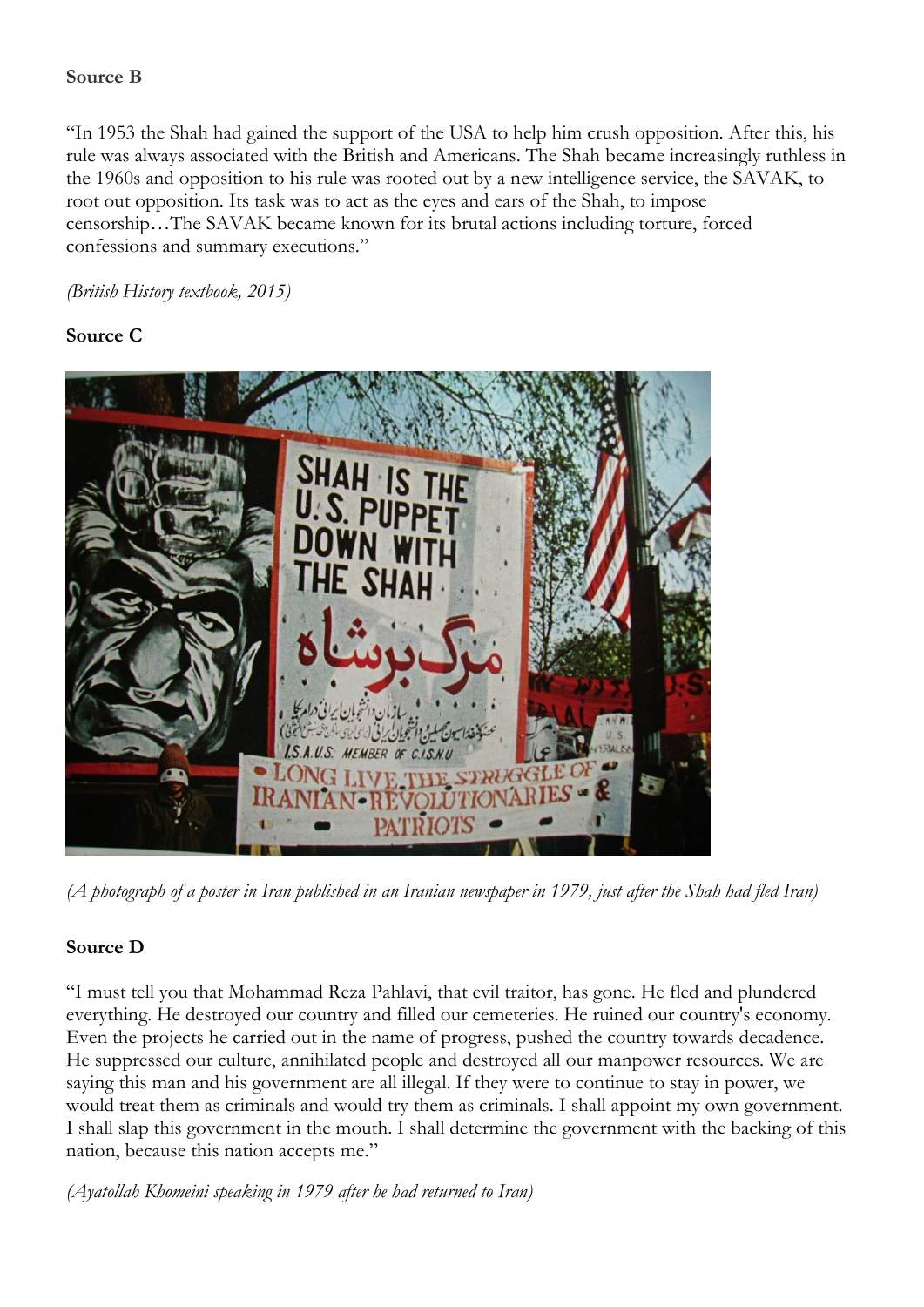**Source B**

"In 1953 the Shah had gained the support of the USA to help him crush opposition. After this, his rule was always associated with the British and Americans. The Shah became increasingly ruthless in the 1960s and opposition to his rule was rooted out by a new intelligence service, the SAVAK, to root out opposition. Its task was to act as the eyes and ears of the Shah, to impose censorship…The SAVAK became known for its brutal actions including torture, forced confessions and summary executions."

*(British History textbook, 2015)*

**Source C**

*(A photograph of a poster in Iran published in an Iranian newspaper in 1979, just after the Shah had fled Iran)*

**Source D**

"I must tell you that Mohammad Reza Pahlavi, that evil traitor, has gone. He fled and plundered everything. He destroyed our country and filled our cemeteries. He ruined our country's economy. Even the projects he carried out in the name of progress, pushed the country towards decadence. He suppressed our culture, annihilated people and destroyed all our manpower resources. We are saying this man and his government are all illegal. If they were to continue to stay in power, we would treat them as criminals and would try them as criminals. I shall appoint my own government. I shall slap this government in the mouth. I shall determine the government with the backing of this nation, because this nation accepts me."

*(Ayatollah Khomeini speaking in 1979 after he had returned to Iran)*